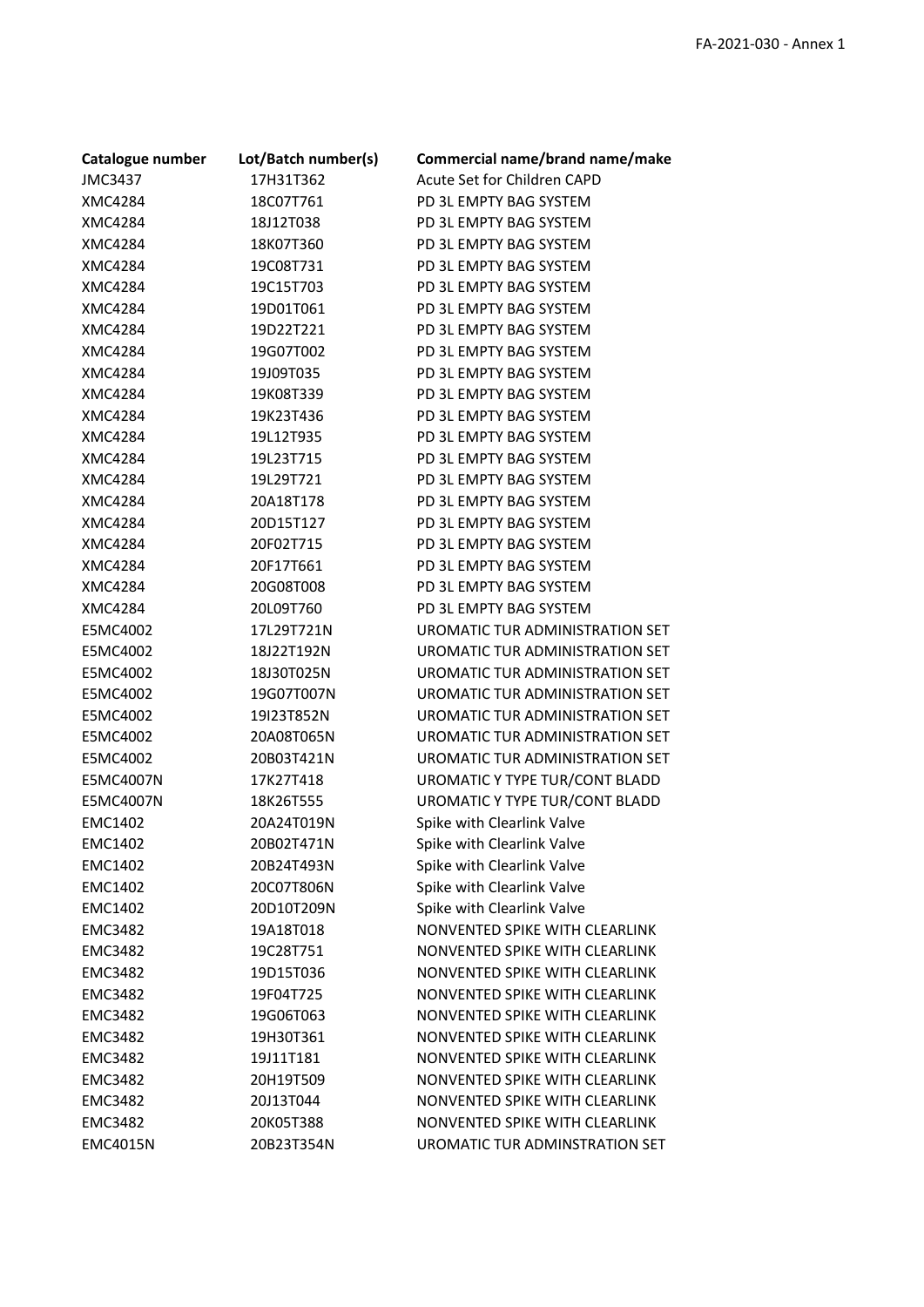| Catalogue number | Lot/Batch number(s) | Commercial name/brand name/make |
| --- | --- | --- |
| JMC3437 | 17H31T362 | Acute Set for Children CAPD |
| XMC4284 | 18C07T761 | PD 3L EMPTY BAG SYSTEM |
| XMC4284 | 18J12T038 | PD 3L EMPTY BAG SYSTEM |
| XMC4284 | 18K07T360 | PD 3L EMPTY BAG SYSTEM |
| XMC4284 | 19C08T731 | PD 3L EMPTY BAG SYSTEM |
| XMC4284 | 19C15T703 | PD 3L EMPTY BAG SYSTEM |
| XMC4284 | 19D01T061 | PD 3L EMPTY BAG SYSTEM |
| XMC4284 | 19D22T221 | PD 3L EMPTY BAG SYSTEM |
| XMC4284 | 19G07T002 | PD 3L EMPTY BAG SYSTEM |
| XMC4284 | 19J09T035 | PD 3L EMPTY BAG SYSTEM |
| XMC4284 | 19K08T339 | PD 3L EMPTY BAG SYSTEM |
| XMC4284 | 19K23T436 | PD 3L EMPTY BAG SYSTEM |
| XMC4284 | 19L12T935 | PD 3L EMPTY BAG SYSTEM |
| XMC4284 | 19L23T715 | PD 3L EMPTY BAG SYSTEM |
| XMC4284 | 19L29T721 | PD 3L EMPTY BAG SYSTEM |
| XMC4284 | 20A18T178 | PD 3L EMPTY BAG SYSTEM |
| XMC4284 | 20D15T127 | PD 3L EMPTY BAG SYSTEM |
| XMC4284 | 20F02T715 | PD 3L EMPTY BAG SYSTEM |
| XMC4284 | 20F17T661 | PD 3L EMPTY BAG SYSTEM |
| XMC4284 | 20G08T008 | PD 3L EMPTY BAG SYSTEM |
| XMC4284 | 20L09T760 | PD 3L EMPTY BAG SYSTEM |
| E5MC4002 | 17L29T721N | UROMATIC TUR ADMINISTRATION SET |
| E5MC4002 | 18J22T192N | UROMATIC TUR ADMINISTRATION SET |
| E5MC4002 | 18J30T025N | UROMATIC TUR ADMINISTRATION SET |
| E5MC4002 | 19G07T007N | UROMATIC TUR ADMINISTRATION SET |
| E5MC4002 | 19I23T852N | UROMATIC TUR ADMINISTRATION SET |
| E5MC4002 | 20A08T065N | UROMATIC TUR ADMINISTRATION SET |
| E5MC4002 | 20B03T421N | UROMATIC TUR ADMINISTRATION SET |
| E5MC4007N | 17K27T418 | UROMATIC Y TYPE TUR/CONT BLADD |
| E5MC4007N | 18K26T555 | UROMATIC Y TYPE TUR/CONT BLADD |
| EMC1402 | 20A24T019N | Spike with Clearlink Valve |
| EMC1402 | 20B02T471N | Spike with Clearlink Valve |
| EMC1402 | 20B24T493N | Spike with Clearlink Valve |
| EMC1402 | 20C07T806N | Spike with Clearlink Valve |
| EMC1402 | 20D10T209N | Spike with Clearlink Valve |
| EMC3482 | 19A18T018 | NONVENTED SPIKE WITH CLEARLINK |
| EMC3482 | 19C28T751 | NONVENTED SPIKE WITH CLEARLINK |
| EMC3482 | 19D15T036 | NONVENTED SPIKE WITH CLEARLINK |
| EMC3482 | 19F04T725 | NONVENTED SPIKE WITH CLEARLINK |
| EMC3482 | 19G06T063 | NONVENTED SPIKE WITH CLEARLINK |
| EMC3482 | 19H30T361 | NONVENTED SPIKE WITH CLEARLINK |
| EMC3482 | 19J11T181 | NONVENTED SPIKE WITH CLEARLINK |
| EMC3482 | 20H19T509 | NONVENTED SPIKE WITH CLEARLINK |
| EMC3482 | 20J13T044 | NONVENTED SPIKE WITH CLEARLINK |
| EMC3482 | 20K05T388 | NONVENTED SPIKE WITH CLEARLINK |
| EMC4015N | 20B23T354N | UROMATIC TUR ADMINSTRATION SET |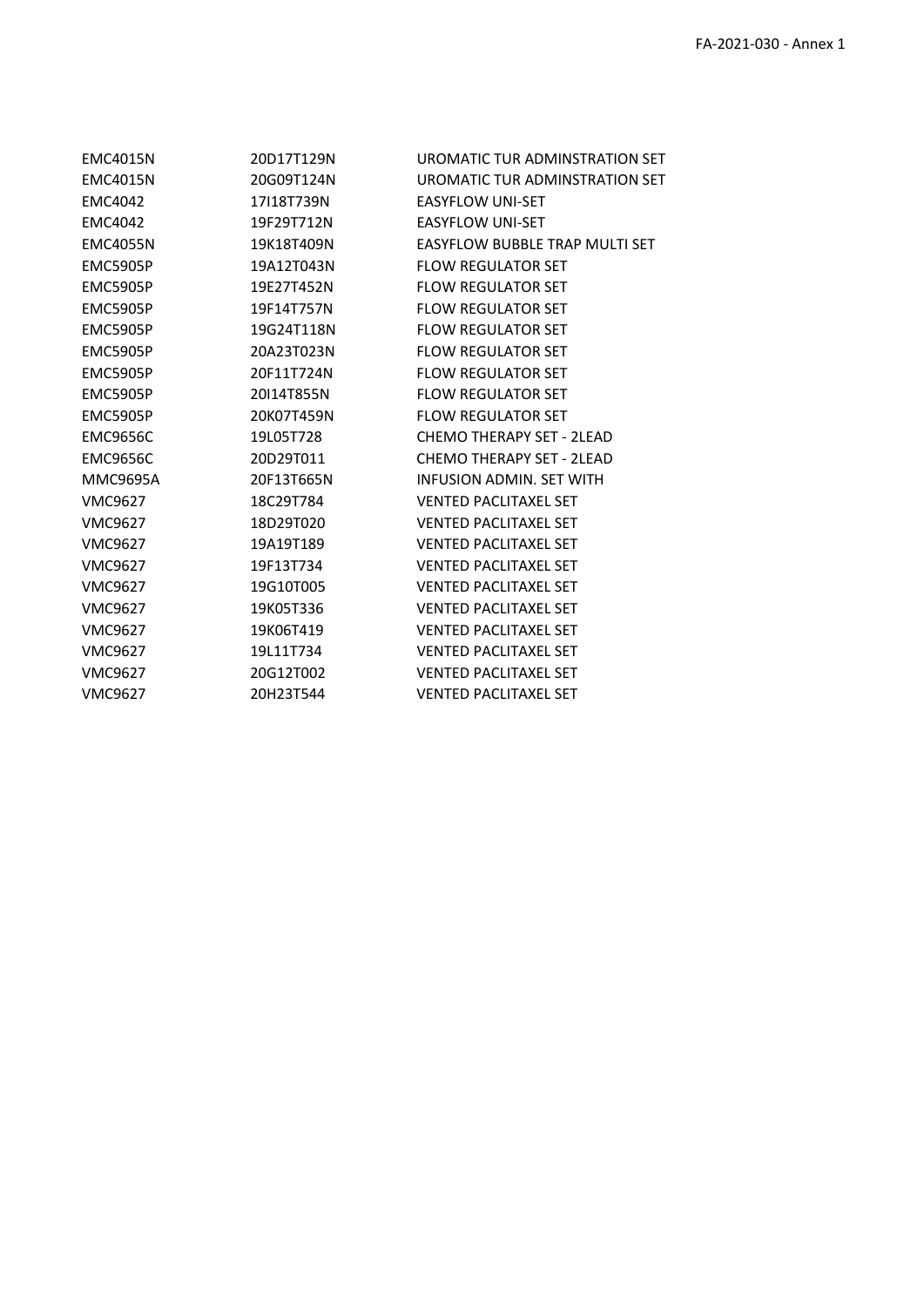| | | |
|---|---|---|
| EMC4015N | 20D17T129N | UROMATIC TUR ADMINSTRATION SET |
| EMC4015N | 20G09T124N | UROMATIC TUR ADMINSTRATION SET |
| EMC4042 | 17I18T739N | EASYFLOW UNI-SET |
| EMC4042 | 19F29T712N | EASYFLOW UNI-SET |
| EMC4055N | 19K18T409N | EASYFLOW BUBBLE TRAP MULTI SET |
| EMC5905P | 19A12T043N | FLOW REGULATOR SET |
| EMC5905P | 19E27T452N | FLOW REGULATOR SET |
| EMC5905P | 19F14T757N | FLOW REGULATOR SET |
| EMC5905P | 19G24T118N | FLOW REGULATOR SET |
| EMC5905P | 20A23T023N | FLOW REGULATOR SET |
| EMC5905P | 20F11T724N | FLOW REGULATOR SET |
| EMC5905P | 20I14T855N | FLOW REGULATOR SET |
| EMC5905P | 20K07T459N | FLOW REGULATOR SET |
| EMC9656C | 19L05T728 | CHEMO THERAPY SET - 2LEAD |
| EMC9656C | 20D29T011 | CHEMO THERAPY SET - 2LEAD |
| MMC9695A | 20F13T665N | INFUSION ADMIN. SET WITH |
| VMC9627 | 18C29T784 | VENTED PACLITAXEL SET |
| VMC9627 | 18D29T020 | VENTED PACLITAXEL SET |
| VMC9627 | 19A19T189 | VENTED PACLITAXEL SET |
| VMC9627 | 19F13T734 | VENTED PACLITAXEL SET |
| VMC9627 | 19G10T005 | VENTED PACLITAXEL SET |
| VMC9627 | 19K05T336 | VENTED PACLITAXEL SET |
| VMC9627 | 19K06T419 | VENTED PACLITAXEL SET |
| VMC9627 | 19L11T734 | VENTED PACLITAXEL SET |
| VMC9627 | 20G12T002 | VENTED PACLITAXEL SET |
| VMC9627 | 20H23T544 | VENTED PACLITAXEL SET |